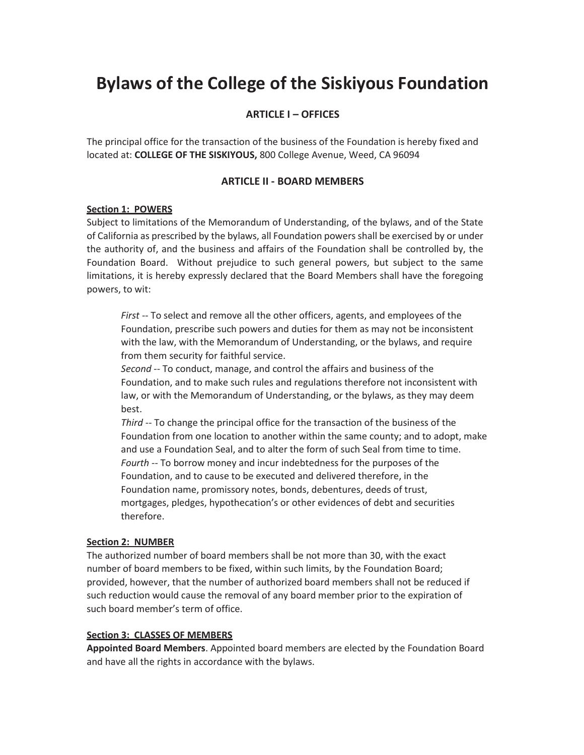# Bylaws of the College of the Siskiyous Foundation

## ARTICLE I – OFFICES

The principal office for the transaction of the business of the Foundation is hereby fixed and located at: **COLLEGE OF THE SISKIYOUS,** 800 College Avenue, Weed, CA 96094

## ARTICLE II - BOARD MEMBERS

**Section 1: POWERS**

Subject to limitations of the Memorandum of Understanding, of the bylaws, and of the State of California as prescribed by the bylaws, all Foundation powers shall be exercised by or under the authority of, and the business and affairs of the Foundation shall be controlled by, the Foundation Board. Without prejudice to such general powers, but subject to the same limitations, it is hereby expressly declared that the Board Members shall have the foregoing powers, to wit:

> *First* -- To select and remove all the other officers, agents, and employees of the Foundation, prescribe such powers and duties for them as may not be inconsistent with the law, with the Memorandum of Understanding, or the bylaws, and require from them security for faithful service.
>
> *Second* -- To conduct, manage, and control the affairs and business of the Foundation, and to make such rules and regulations therefore not inconsistent with law, or with the Memorandum of Understanding, or the bylaws, as they may deem best.
>
> *Third* -- To change the principal office for the transaction of the business of the Foundation from one location to another within the same county; and to adopt, make and use a Foundation Seal, and to alter the form of such Seal from time to time.
>
> *Fourth* -- To borrow money and incur indebtedness for the purposes of the Foundation, and to cause to be executed and delivered therefore, in the Foundation name, promissory notes, bonds, debentures, deeds of trust, mortgages, pledges, hypothecation's or other evidences of debt and securities therefore.

**Section 2: NUMBER**

The authorized number of board members shall be not more than 30, with the exact number of board members to be fixed, within such limits, by the Foundation Board; provided, however, that the number of authorized board members shall not be reduced if such reduction would cause the removal of any board member prior to the expiration of such board member's term of office.

**Section 3: CLASSES OF MEMBERS**

**Appointed Board Members**. Appointed board members are elected by the Foundation Board and have all the rights in accordance with the bylaws.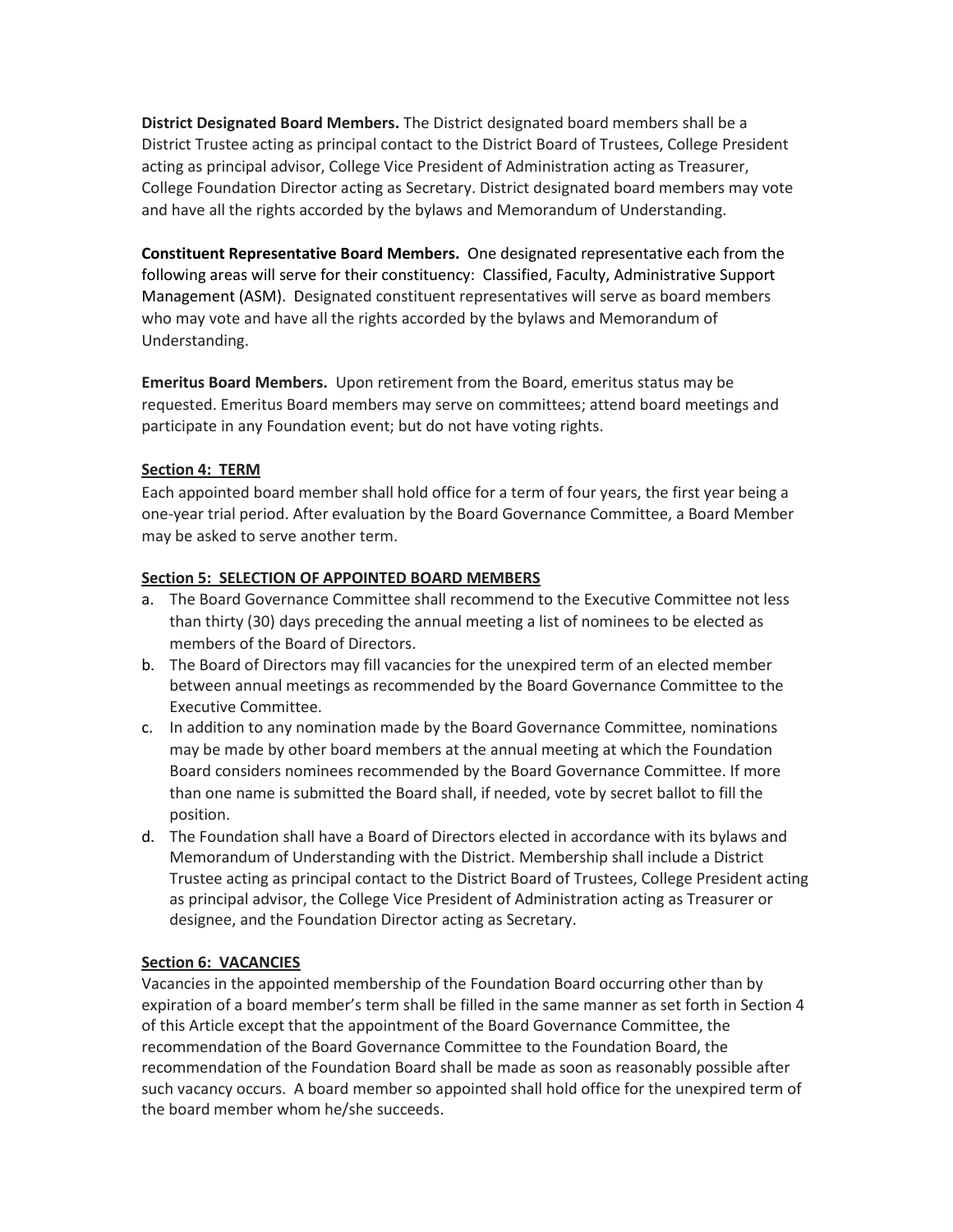**District Designated Board Members.** The District designated board members shall be a District Trustee acting as principal contact to the District Board of Trustees, College President acting as principal advisor, College Vice President of Administration acting as Treasurer, College Foundation Director acting as Secretary. District designated board members may vote and have all the rights accorded by the bylaws and Memorandum of Understanding.

**Constituent Representative Board Members.** One designated representative each from the following areas will serve for their constituency: Classified, Faculty, Administrative Support Management (ASM). Designated constituent representatives will serve as board members who may vote and have all the rights accorded by the bylaws and Memorandum of Understanding.

**Emeritus Board Members.** Upon retirement from the Board, emeritus status may be requested. Emeritus Board members may serve on committees; attend board meetings and participate in any Foundation event; but do not have voting rights.

**Section 4: TERM**

Each appointed board member shall hold office for a term of four years, the first year being a one-year trial period. After evaluation by the Board Governance Committee, a Board Member may be asked to serve another term.

**Section 5: SELECTION OF APPOINTED BOARD MEMBERS**

a. The Board Governance Committee shall recommend to the Executive Committee not less than thirty (30) days preceding the annual meeting a list of nominees to be elected as members of the Board of Directors.
b. The Board of Directors may fill vacancies for the unexpired term of an elected member between annual meetings as recommended by the Board Governance Committee to the Executive Committee.
c. In addition to any nomination made by the Board Governance Committee, nominations may be made by other board members at the annual meeting at which the Foundation Board considers nominees recommended by the Board Governance Committee. If more than one name is submitted the Board shall, if needed, vote by secret ballot to fill the position.
d. The Foundation shall have a Board of Directors elected in accordance with its bylaws and Memorandum of Understanding with the District. Membership shall include a District Trustee acting as principal contact to the District Board of Trustees, College President acting as principal advisor, the College Vice President of Administration acting as Treasurer or designee, and the Foundation Director acting as Secretary.

**Section 6: VACANCIES**

Vacancies in the appointed membership of the Foundation Board occurring other than by expiration of a board member's term shall be filled in the same manner as set forth in Section 4 of this Article except that the appointment of the Board Governance Committee, the recommendation of the Board Governance Committee to the Foundation Board, the recommendation of the Foundation Board shall be made as soon as reasonably possible after such vacancy occurs. A board member so appointed shall hold office for the unexpired term of the board member whom he/she succeeds.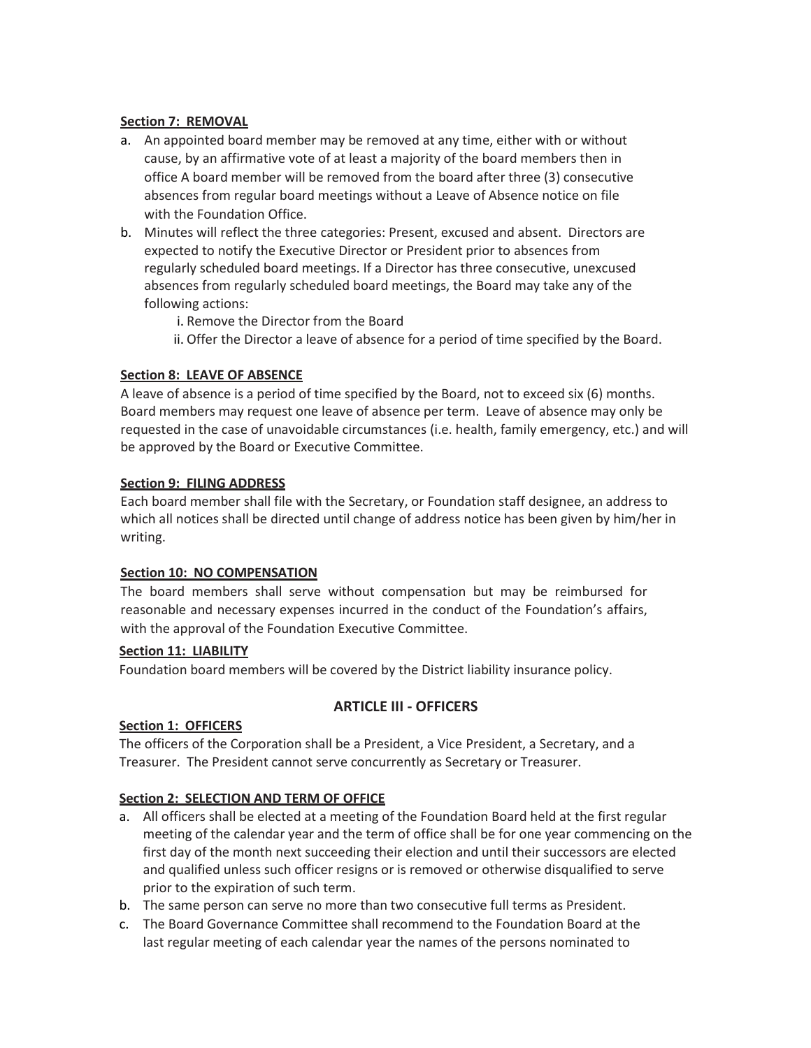**Section 7: REMOVAL**

a. An appointed board member may be removed at any time, either with or without cause, by an affirmative vote of at least a majority of the board members then in office A board member will be removed from the board after three (3) consecutive absences from regular board meetings without a Leave of Absence notice on file with the Foundation Office.

b. Minutes will reflect the three categories: Present, excused and absent. Directors are expected to notify the Executive Director or President prior to absences from regularly scheduled board meetings. If a Director has three consecutive, unexcused absences from regularly scheduled board meetings, the Board may take any of the following actions:

   i. Remove the Director from the Board
   
   ii. Offer the Director a leave of absence for a period of time specified by the Board.

**Section 8: LEAVE OF ABSENCE**

A leave of absence is a period of time specified by the Board, not to exceed six (6) months. Board members may request one leave of absence per term. Leave of absence may only be requested in the case of unavoidable circumstances (i.e. health, family emergency, etc.) and will be approved by the Board or Executive Committee.

**Section 9: FILING ADDRESS**

Each board member shall file with the Secretary, or Foundation staff designee, an address to which all notices shall be directed until change of address notice has been given by him/her in writing.

**Section 10: NO COMPENSATION**

The board members shall serve without compensation but may be reimbursed for reasonable and necessary expenses incurred in the conduct of the Foundation's affairs, with the approval of the Foundation Executive Committee.

**Section 11: LIABILITY**

Foundation board members will be covered by the District liability insurance policy.

## ARTICLE III - OFFICERS

**Section 1: OFFICERS**

The officers of the Corporation shall be a President, a Vice President, a Secretary, and a Treasurer. The President cannot serve concurrently as Secretary or Treasurer.

**Section 2: SELECTION AND TERM OF OFFICE**

a. All officers shall be elected at a meeting of the Foundation Board held at the first regular meeting of the calendar year and the term of office shall be for one year commencing on the first day of the month next succeeding their election and until their successors are elected and qualified unless such officer resigns or is removed or otherwise disqualified to serve prior to the expiration of such term.

b. The same person can serve no more than two consecutive full terms as President.

c. The Board Governance Committee shall recommend to the Foundation Board at the last regular meeting of each calendar year the names of the persons nominated to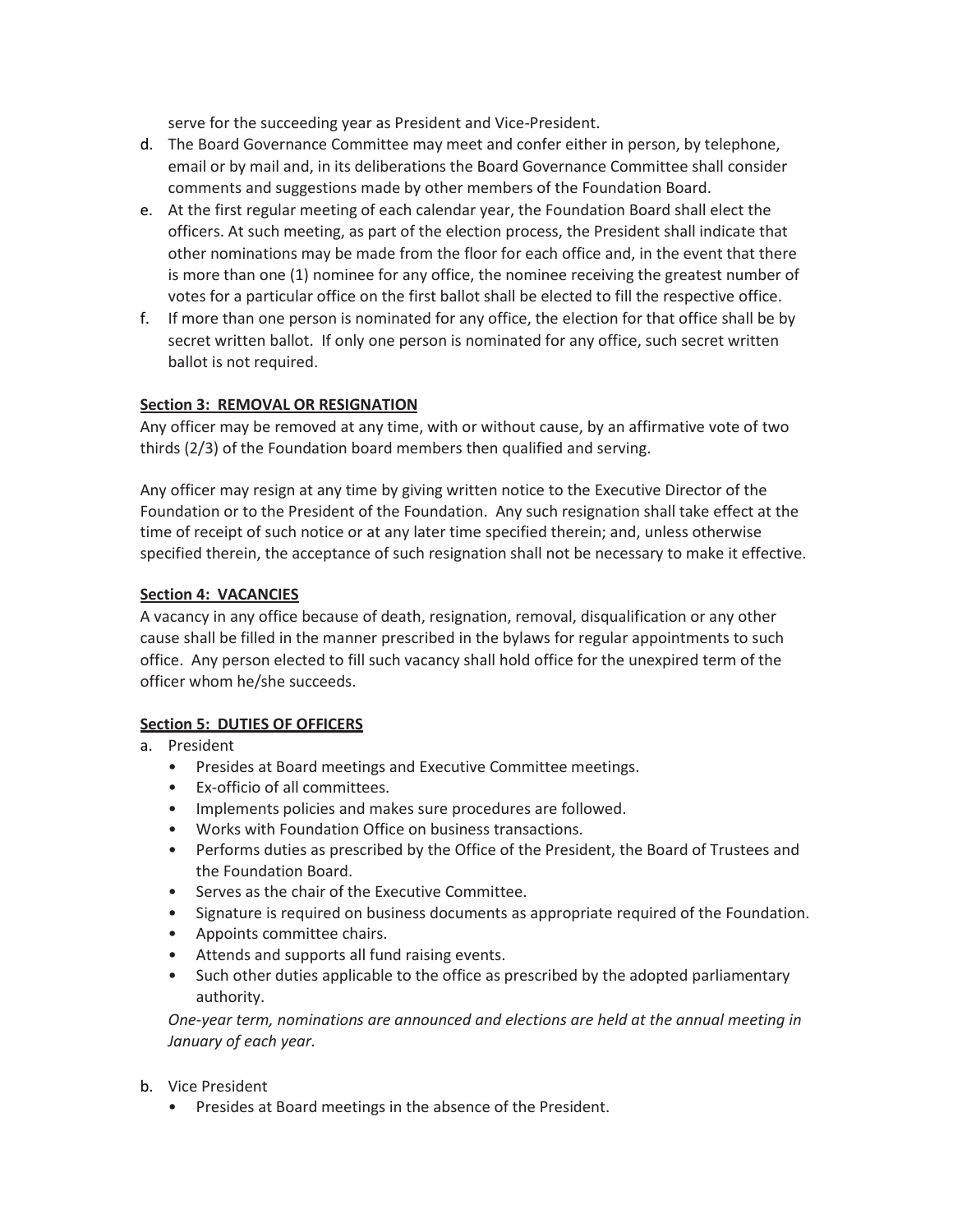serve for the succeeding year as President and Vice-President.

d. The Board Governance Committee may meet and confer either in person, by telephone, email or by mail and, in its deliberations the Board Governance Committee shall consider comments and suggestions made by other members of the Foundation Board.
e. At the first regular meeting of each calendar year, the Foundation Board shall elect the officers. At such meeting, as part of the election process, the President shall indicate that other nominations may be made from the floor for each office and, in the event that there is more than one (1) nominee for any office, the nominee receiving the greatest number of votes for a particular office on the first ballot shall be elected to fill the respective office.
f. If more than one person is nominated for any office, the election for that office shall be by secret written ballot. If only one person is nominated for any office, such secret written ballot is not required.

**Section 3: REMOVAL OR RESIGNATION**

Any officer may be removed at any time, with or without cause, by an affirmative vote of two thirds (2/3) of the Foundation board members then qualified and serving.

Any officer may resign at any time by giving written notice to the Executive Director of the Foundation or to the President of the Foundation. Any such resignation shall take effect at the time of receipt of such notice or at any later time specified therein; and, unless otherwise specified therein, the acceptance of such resignation shall not be necessary to make it effective.

**Section 4: VACANCIES**

A vacancy in any office because of death, resignation, removal, disqualification or any other cause shall be filled in the manner prescribed in the bylaws for regular appointments to such office. Any person elected to fill such vacancy shall hold office for the unexpired term of the officer whom he/she succeeds.

**Section 5: DUTIES OF OFFICERS**

a. President
   - Presides at Board meetings and Executive Committee meetings.
   - Ex-officio of all committees.
   - Implements policies and makes sure procedures are followed.
   - Works with Foundation Office on business transactions.
   - Performs duties as prescribed by the Office of the President, the Board of Trustees and the Foundation Board.
   - Serves as the chair of the Executive Committee.
   - Signature is required on business documents as appropriate required of the Foundation.
   - Appoints committee chairs.
   - Attends and supports all fund raising events.
   - Such other duties applicable to the office as prescribed by the adopted parliamentary authority.

   *One-year term, nominations are announced and elections are held at the annual meeting in January of each year.*

b. Vice President
   - Presides at Board meetings in the absence of the President.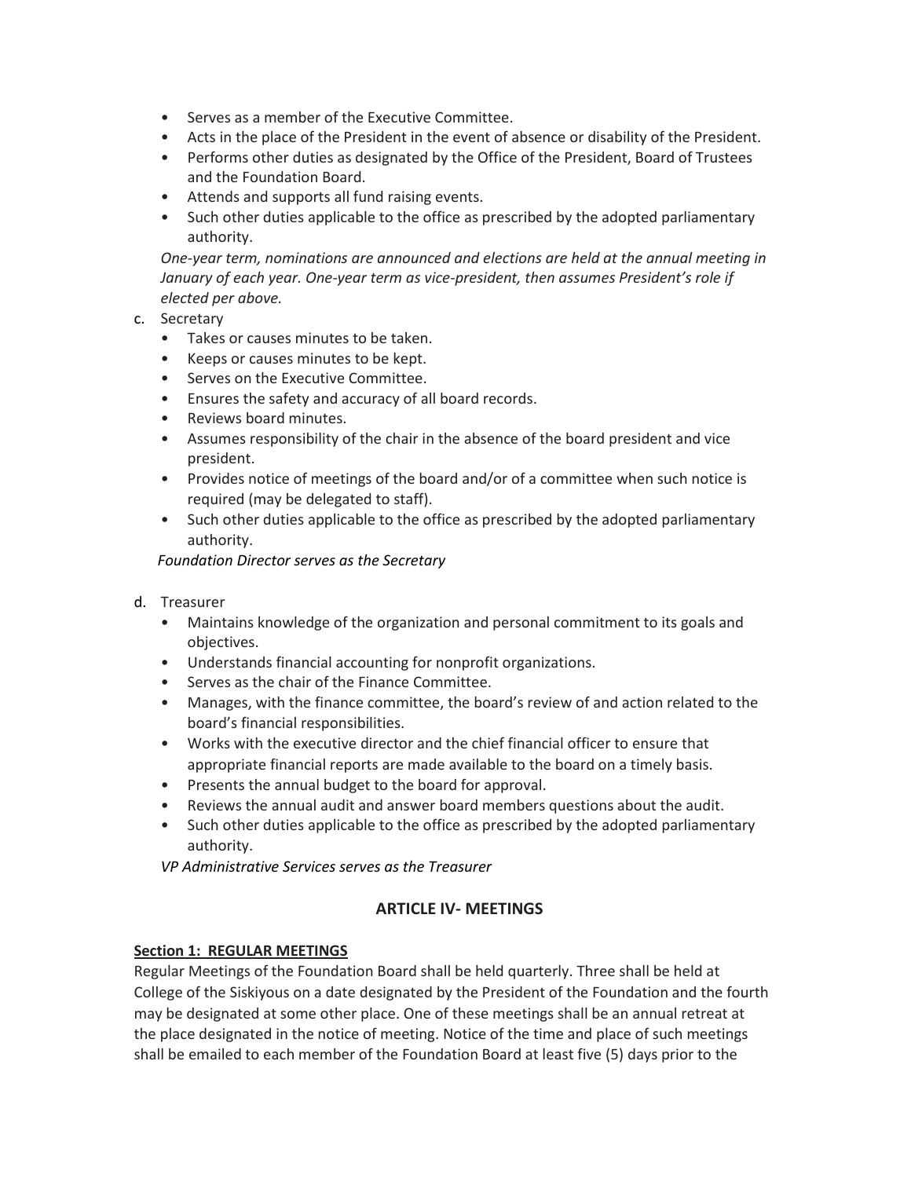- Serves as a member of the Executive Committee.
- Acts in the place of the President in the event of absence or disability of the President.
- Performs other duties as designated by the Office of the President, Board of Trustees and the Foundation Board.
- Attends and supports all fund raising events.
- Such other duties applicable to the office as prescribed by the adopted parliamentary authority.

*One-year term, nominations are announced and elections are held at the annual meeting in January of each year. One-year term as vice-president, then assumes President's role if elected per above.*

c. Secretary
- Takes or causes minutes to be taken.
- Keeps or causes minutes to be kept.
- Serves on the Executive Committee.
- Ensures the safety and accuracy of all board records.
- Reviews board minutes.
- Assumes responsibility of the chair in the absence of the board president and vice president.
- Provides notice of meetings of the board and/or of a committee when such notice is required (may be delegated to staff).
- Such other duties applicable to the office as prescribed by the adopted parliamentary authority.

*Foundation Director serves as the Secretary*

d. Treasurer
- Maintains knowledge of the organization and personal commitment to its goals and objectives.
- Understands financial accounting for nonprofit organizations.
- Serves as the chair of the Finance Committee.
- Manages, with the finance committee, the board's review of and action related to the board's financial responsibilities.
- Works with the executive director and the chief financial officer to ensure that appropriate financial reports are made available to the board on a timely basis.
- Presents the annual budget to the board for approval.
- Reviews the annual audit and answer board members questions about the audit.
- Such other duties applicable to the office as prescribed by the adopted parliamentary authority.

*VP Administrative Services serves as the Treasurer*

## ARTICLE IV- MEETINGS

**Section 1: REGULAR MEETINGS**

Regular Meetings of the Foundation Board shall be held quarterly. Three shall be held at College of the Siskiyous on a date designated by the President of the Foundation and the fourth may be designated at some other place. One of these meetings shall be an annual retreat at the place designated in the notice of meeting. Notice of the time and place of such meetings shall be emailed to each member of the Foundation Board at least five (5) days prior to the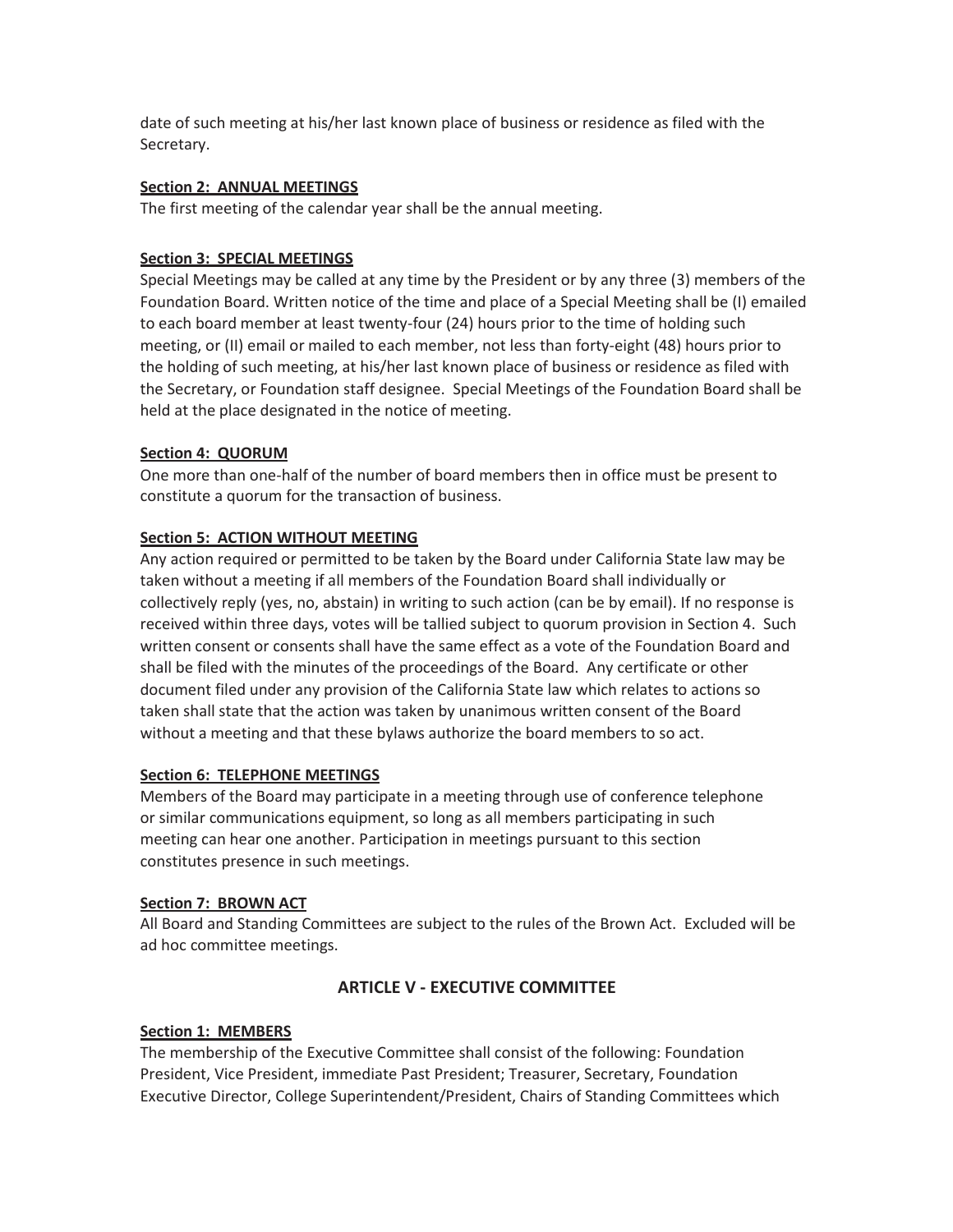date of such meeting at his/her last known place of business or residence as filed with the Secretary.

**Section 2: ANNUAL MEETINGS**

The first meeting of the calendar year shall be the annual meeting.

**Section 3: SPECIAL MEETINGS**

Special Meetings may be called at any time by the President or by any three (3) members of the Foundation Board. Written notice of the time and place of a Special Meeting shall be (I) emailed to each board member at least twenty-four (24) hours prior to the time of holding such meeting, or (II) email or mailed to each member, not less than forty-eight (48) hours prior to the holding of such meeting, at his/her last known place of business or residence as filed with the Secretary, or Foundation staff designee. Special Meetings of the Foundation Board shall be held at the place designated in the notice of meeting.

**Section 4: QUORUM**

One more than one-half of the number of board members then in office must be present to constitute a quorum for the transaction of business.

**Section 5: ACTION WITHOUT MEETING**

Any action required or permitted to be taken by the Board under California State law may be taken without a meeting if all members of the Foundation Board shall individually or collectively reply (yes, no, abstain) in writing to such action (can be by email). If no response is received within three days, votes will be tallied subject to quorum provision in Section 4. Such written consent or consents shall have the same effect as a vote of the Foundation Board and shall be filed with the minutes of the proceedings of the Board. Any certificate or other document filed under any provision of the California State law which relates to actions so taken shall state that the action was taken by unanimous written consent of the Board without a meeting and that these bylaws authorize the board members to so act.

**Section 6: TELEPHONE MEETINGS**

Members of the Board may participate in a meeting through use of conference telephone or similar communications equipment, so long as all members participating in such meeting can hear one another. Participation in meetings pursuant to this section constitutes presence in such meetings.

**Section 7: BROWN ACT**

All Board and Standing Committees are subject to the rules of the Brown Act. Excluded will be ad hoc committee meetings.

## ARTICLE V - EXECUTIVE COMMITTEE

**Section 1: MEMBERS**

The membership of the Executive Committee shall consist of the following: Foundation President, Vice President, immediate Past President; Treasurer, Secretary, Foundation Executive Director, College Superintendent/President, Chairs of Standing Committees which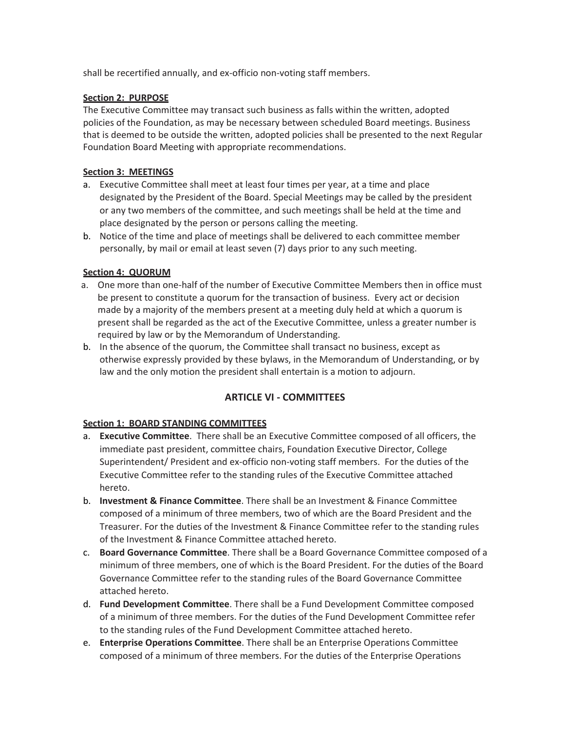shall be recertified annually, and ex-officio non-voting staff members.

**Section 2: PURPOSE**

The Executive Committee may transact such business as falls within the written, adopted policies of the Foundation, as may be necessary between scheduled Board meetings. Business that is deemed to be outside the written, adopted policies shall be presented to the next Regular Foundation Board Meeting with appropriate recommendations.

**Section 3: MEETINGS**

a. Executive Committee shall meet at least four times per year, at a time and place designated by the President of the Board. Special Meetings may be called by the president or any two members of the committee, and such meetings shall be held at the time and place designated by the person or persons calling the meeting.
b. Notice of the time and place of meetings shall be delivered to each committee member personally, by mail or email at least seven (7) days prior to any such meeting.

**Section 4: QUORUM**

a. One more than one-half of the number of Executive Committee Members then in office must be present to constitute a quorum for the transaction of business. Every act or decision made by a majority of the members present at a meeting duly held at which a quorum is present shall be regarded as the act of the Executive Committee, unless a greater number is required by law or by the Memorandum of Understanding.
b. In the absence of the quorum, the Committee shall transact no business, except as otherwise expressly provided by these bylaws, in the Memorandum of Understanding, or by law and the only motion the president shall entertain is a motion to adjourn.

## ARTICLE VI - COMMITTEES

**Section 1: BOARD STANDING COMMITTEES**

a. **Executive Committee**. There shall be an Executive Committee composed of all officers, the immediate past president, committee chairs, Foundation Executive Director, College Superintendent/ President and ex-officio non-voting staff members. For the duties of the Executive Committee refer to the standing rules of the Executive Committee attached hereto.
b. **Investment & Finance Committee**. There shall be an Investment & Finance Committee composed of a minimum of three members, two of which are the Board President and the Treasurer. For the duties of the Investment & Finance Committee refer to the standing rules of the Investment & Finance Committee attached hereto.
c. **Board Governance Committee**. There shall be a Board Governance Committee composed of a minimum of three members, one of which is the Board President. For the duties of the Board Governance Committee refer to the standing rules of the Board Governance Committee attached hereto.
d. **Fund Development Committee**. There shall be a Fund Development Committee composed of a minimum of three members. For the duties of the Fund Development Committee refer to the standing rules of the Fund Development Committee attached hereto.
e. **Enterprise Operations Committee**. There shall be an Enterprise Operations Committee composed of a minimum of three members. For the duties of the Enterprise Operations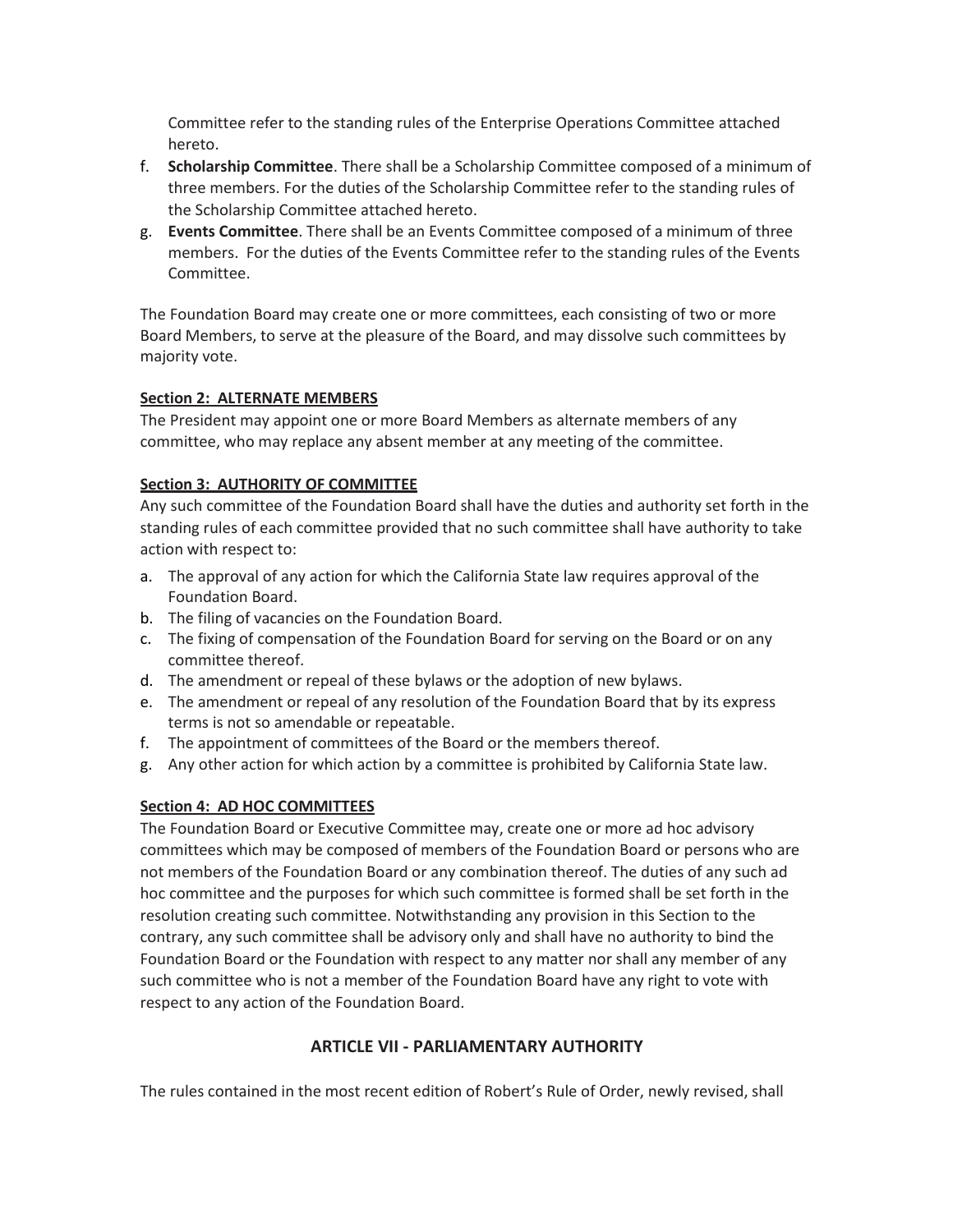Committee refer to the standing rules of the Enterprise Operations Committee attached hereto.

f. **Scholarship Committee**. There shall be a Scholarship Committee composed of a minimum of three members. For the duties of the Scholarship Committee refer to the standing rules of the Scholarship Committee attached hereto.
g. **Events Committee**. There shall be an Events Committee composed of a minimum of three members. For the duties of the Events Committee refer to the standing rules of the Events Committee.

The Foundation Board may create one or more committees, each consisting of two or more Board Members, to serve at the pleasure of the Board, and may dissolve such committees by majority vote.

**Section 2: ALTERNATE MEMBERS**

The President may appoint one or more Board Members as alternate members of any committee, who may replace any absent member at any meeting of the committee.

**Section 3: AUTHORITY OF COMMITTEE**

Any such committee of the Foundation Board shall have the duties and authority set forth in the standing rules of each committee provided that no such committee shall have authority to take action with respect to:

a. The approval of any action for which the California State law requires approval of the Foundation Board.
b. The filing of vacancies on the Foundation Board.
c. The fixing of compensation of the Foundation Board for serving on the Board or on any committee thereof.
d. The amendment or repeal of these bylaws or the adoption of new bylaws.
e. The amendment or repeal of any resolution of the Foundation Board that by its express terms is not so amendable or repeatable.
f. The appointment of committees of the Board or the members thereof.
g. Any other action for which action by a committee is prohibited by California State law.

**Section 4: AD HOC COMMITTEES**

The Foundation Board or Executive Committee may, create one or more ad hoc advisory committees which may be composed of members of the Foundation Board or persons who are not members of the Foundation Board or any combination thereof. The duties of any such ad hoc committee and the purposes for which such committee is formed shall be set forth in the resolution creating such committee. Notwithstanding any provision in this Section to the contrary, any such committee shall be advisory only and shall have no authority to bind the Foundation Board or the Foundation with respect to any matter nor shall any member of any such committee who is not a member of the Foundation Board have any right to vote with respect to any action of the Foundation Board.

## ARTICLE VII - PARLIAMENTARY AUTHORITY

The rules contained in the most recent edition of Robert's Rule of Order, newly revised, shall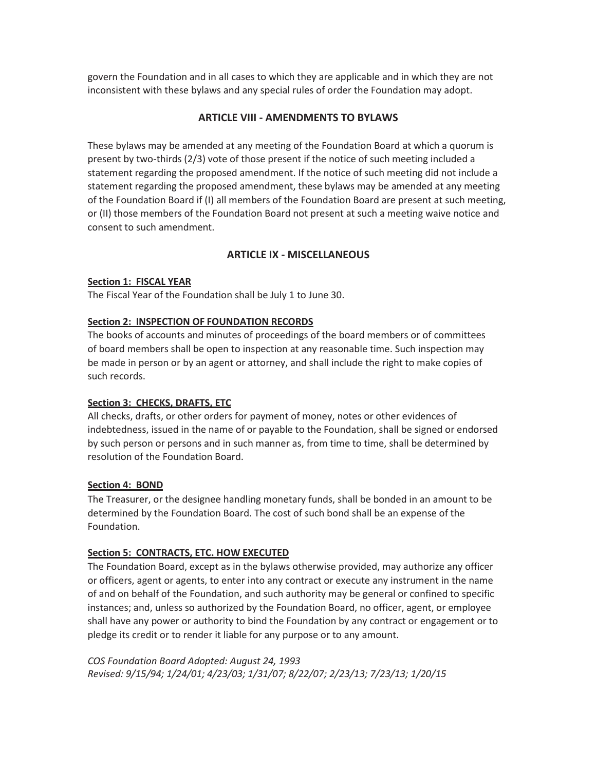govern the Foundation and in all cases to which they are applicable and in which they are not inconsistent with these bylaws and any special rules of order the Foundation may adopt.

## ARTICLE VIII - AMENDMENTS TO BYLAWS

These bylaws may be amended at any meeting of the Foundation Board at which a quorum is present by two-thirds (2/3) vote of those present if the notice of such meeting included a statement regarding the proposed amendment. If the notice of such meeting did not include a statement regarding the proposed amendment, these bylaws may be amended at any meeting of the Foundation Board if (I) all members of the Foundation Board are present at such meeting, or (II) those members of the Foundation Board not present at such a meeting waive notice and consent to such amendment.

## ARTICLE IX - MISCELLANEOUS

**Section 1: FISCAL YEAR**

The Fiscal Year of the Foundation shall be July 1 to June 30.

**Section 2: INSPECTION OF FOUNDATION RECORDS**

The books of accounts and minutes of proceedings of the board members or of committees of board members shall be open to inspection at any reasonable time. Such inspection may be made in person or by an agent or attorney, and shall include the right to make copies of such records.

**Section 3: CHECKS, DRAFTS, ETC**

All checks, drafts, or other orders for payment of money, notes or other evidences of indebtedness, issued in the name of or payable to the Foundation, shall be signed or endorsed by such person or persons and in such manner as, from time to time, shall be determined by resolution of the Foundation Board.

**Section 4: BOND**

The Treasurer, or the designee handling monetary funds, shall be bonded in an amount to be determined by the Foundation Board. The cost of such bond shall be an expense of the Foundation.

**Section 5: CONTRACTS, ETC. HOW EXECUTED**

The Foundation Board, except as in the bylaws otherwise provided, may authorize any officer or officers, agent or agents, to enter into any contract or execute any instrument in the name of and on behalf of the Foundation, and such authority may be general or confined to specific instances; and, unless so authorized by the Foundation Board, no officer, agent, or employee shall have any power or authority to bind the Foundation by any contract or engagement or to pledge its credit or to render it liable for any purpose or to any amount.

*COS Foundation Board Adopted: August 24, 1993*
*Revised: 9/15/94; 1/24/01; 4/23/03; 1/31/07; 8/22/07; 2/23/13; 7/23/13; 1/20/15*